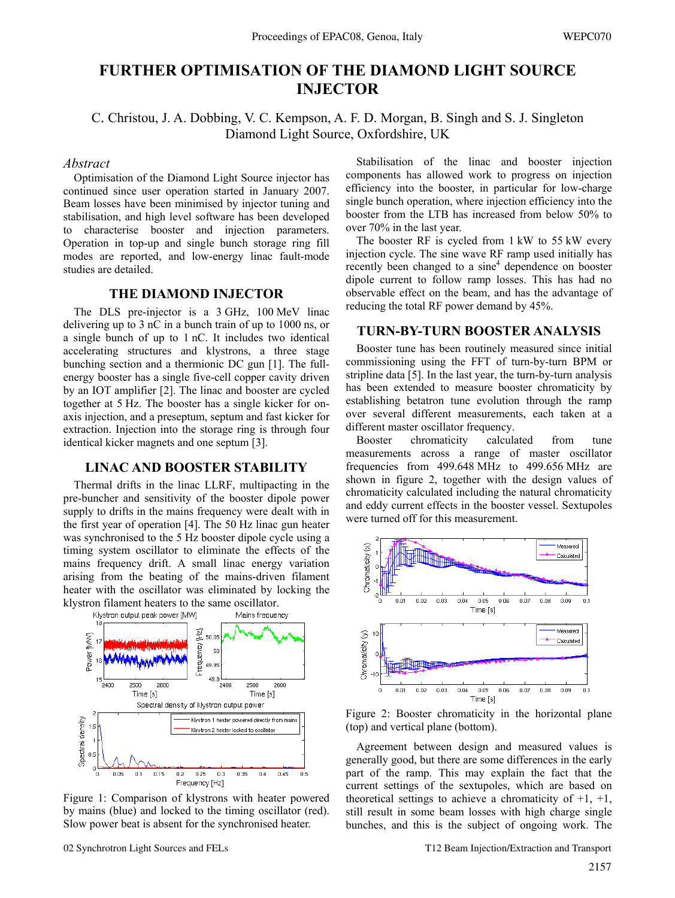# FURTHER OPTIMISATION OF THE DIAMOND LIGHT SOURCE INJECTOR

C. Christou, J. A. Dobbing, V. C. Kempson, A. F. D. Morgan, B. Singh and S. J. Singleton
Diamond Light Source, Oxfordshire, UK

*Abstract*

Optimisation of the Diamond Light Source injector has continued since user operation started in January 2007. Beam losses have been minimised by injector tuning and stabilisation, and high level software has been developed to characterise booster and injection parameters. Operation in top-up and single bunch storage ring fill modes are reported, and low-energy linac fault-mode studies are detailed.

## THE DIAMOND INJECTOR

The DLS pre-injector is a 3 GHz, 100 MeV linac delivering up to 3 nC in a bunch train of up to 1000 ns, or a single bunch of up to 1 nC. It includes two identical accelerating structures and klystrons, a three stage bunching section and a thermionic DC gun [1]. The full-energy booster has a single five-cell copper cavity driven by an IOT amplifier [2]. The linac and booster are cycled together at 5 Hz. The booster has a single kicker for on-axis injection, and a preseptum, septum and fast kicker for extraction. Injection into the storage ring is through four identical kicker magnets and one septum [3].

## LINAC AND BOOSTER STABILITY

Thermal drifts in the linac LLRF, multipacting in the pre-buncher and sensitivity of the booster dipole power supply to drifts in the mains frequency were dealt with in the first year of operation [4]. The 50 Hz linac gun heater was synchronised to the 5 Hz booster dipole cycle using a timing system oscillator to eliminate the effects of the mains frequency drift. A small linac energy variation arising from the beating of the mains-driven filament heater with the oscillator was eliminated by locking the klystron filament heaters to the same oscillator.

Figure 1: Comparison of klystrons with heater powered by mains (blue) and locked to the timing oscillator (red). Slow power beat is absent for the synchronised heater.

Stabilisation of the linac and booster injection components has allowed work to progress on injection efficiency into the booster, in particular for low-charge single bunch operation, where injection efficiency into the booster from the LTB has increased from below 50% to over 70% in the last year.

The booster RF is cycled from 1 kW to 55 kW every injection cycle. The sine wave RF ramp used initially has recently been changed to a sine$^4$ dependence on booster dipole current to follow ramp losses. This has had no observable effect on the beam, and has the advantage of reducing the total RF power demand by 45%.

## TURN-BY-TURN BOOSTER ANALYSIS

Booster tune has been routinely measured since initial commissioning using the FFT of turn-by-turn BPM or stripline data [5]. In the last year, the turn-by-turn analysis has been extended to measure booster chromaticity by establishing betatron tune evolution through the ramp over several different measurements, each taken at a different master oscillator frequency.

Booster chromaticity calculated from tune measurements across a range of master oscillator frequencies from 499.648 MHz to 499.656 MHz are shown in figure 2, together with the design values of chromaticity calculated including the natural chromaticity and eddy current effects in the booster vessel. Sextupoles were turned off for this measurement.

Figure 2: Booster chromaticity in the horizontal plane (top) and vertical plane (bottom).

Agreement between design and measured values is generally good, but there are some differences in the early part of the ramp. This may explain the fact that the current settings of the sextupoles, which are based on theoretical settings to achieve a chromaticity of +1, +1, still result in some beam losses with high charge single bunches, and this is the subject of ongoing work. The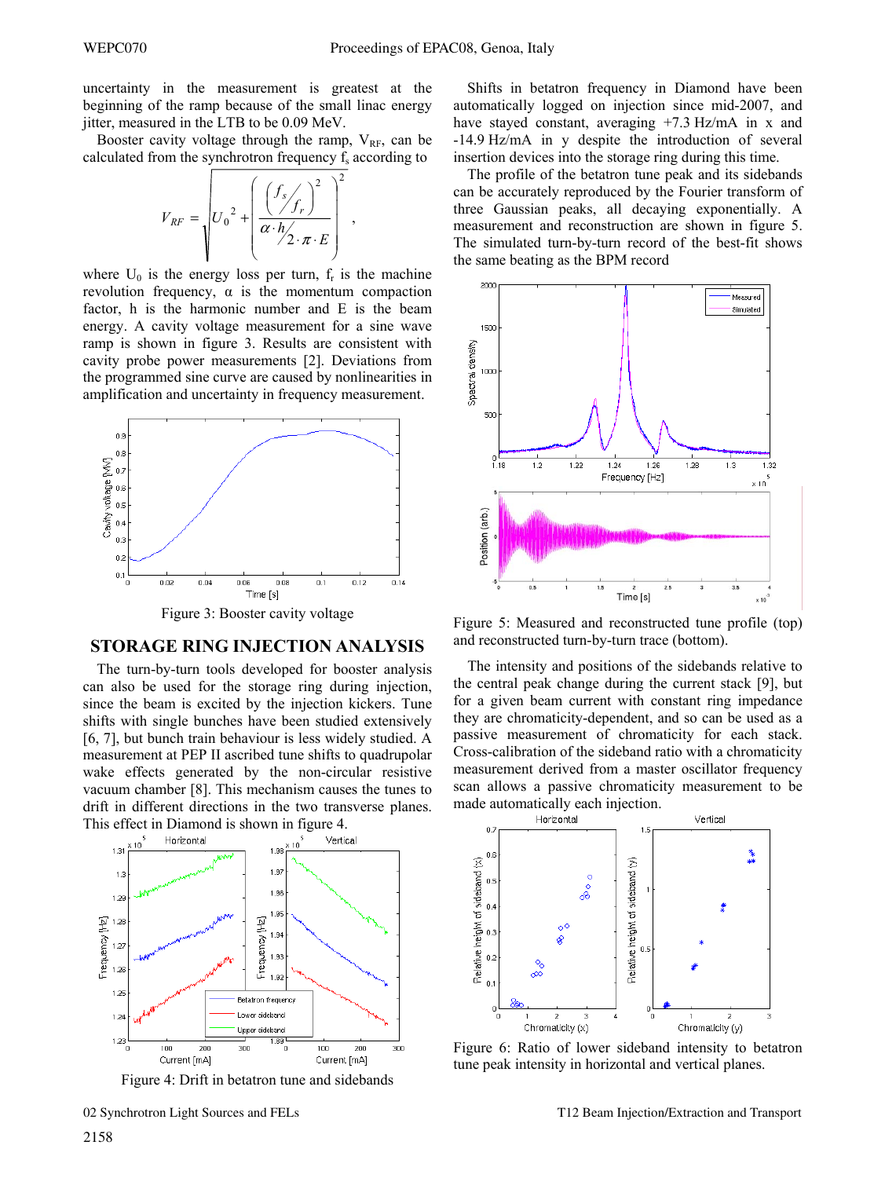uncertainty in the measurement is greatest at the beginning of the ramp because of the small linac energy jitter, measured in the LTB to be 0.09 MeV.

Booster cavity voltage through the ramp, $V_{RF}$, can be calculated from the synchrotron frequency $f_s$ according to

$$V_{RF} = \sqrt{U_0^{\,2} + \left( \frac{\left( f_s / f_r \right)^2}{\alpha \cdot h / 2 \cdot \pi \cdot E} \right)^2} \,,$$

where $U_0$ is the energy loss per turn, $f_r$ is the machine revolution frequency, $\alpha$ is the momentum compaction factor, h is the harmonic number and E is the beam energy. A cavity voltage measurement for a sine wave ramp is shown in figure 3. Results are consistent with cavity probe power measurements [2]. Deviations from the programmed sine curve are caused by nonlinearities in amplification and uncertainty in frequency measurement.

Figure 3: Booster cavity voltage

## STORAGE RING INJECTION ANALYSIS

The turn-by-turn tools developed for booster analysis can also be used for the storage ring during injection, since the beam is excited by the injection kickers. Tune shifts with single bunches have been studied extensively [6, 7], but bunch train behaviour is less widely studied. A measurement at PEP II ascribed tune shifts to quadrupolar wake effects generated by the non-circular resistive vacuum chamber [8]. This mechanism causes the tunes to drift in different directions in the two transverse planes. This effect in Diamond is shown in figure 4.

Figure 4: Drift in betatron tune and sidebands

Shifts in betatron frequency in Diamond have been automatically logged on injection since mid-2007, and have stayed constant, averaging +7.3 Hz/mA in x and -14.9 Hz/mA in y despite the introduction of several insertion devices into the storage ring during this time.

The profile of the betatron tune peak and its sidebands can be accurately reproduced by the Fourier transform of three Gaussian peaks, all decaying exponentially. A measurement and reconstruction are shown in figure 5. The simulated turn-by-turn record of the best-fit shows the same beating as the BPM record

Figure 5: Measured and reconstructed tune profile (top) and reconstructed turn-by-turn trace (bottom).

The intensity and positions of the sidebands relative to the central peak change during the current stack [9], but for a given beam current with constant ring impedance they are chromaticity-dependent, and so can be used as a passive measurement of chromaticity for each stack. Cross-calibration of the sideband ratio with a chromaticity measurement derived from a master oscillator frequency scan allows a passive chromaticity measurement to be made automatically each injection.

Figure 6: Ratio of lower sideband intensity to betatron tune peak intensity in horizontal and vertical planes.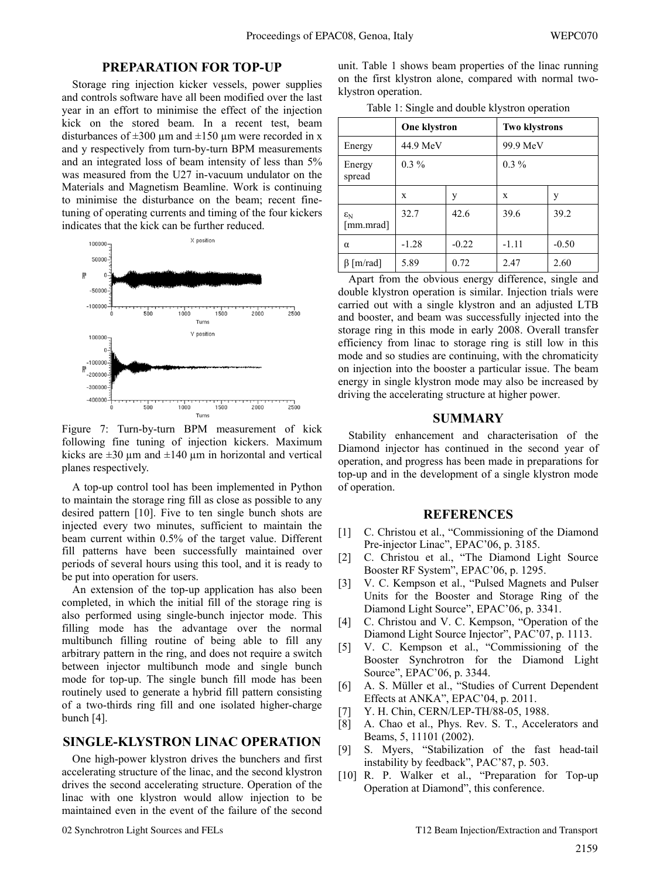## PREPARATION FOR TOP-UP

Storage ring injection kicker vessels, power supplies and controls software have all been modified over the last year in an effort to minimise the effect of the injection kick on the stored beam. In a recent test, beam disturbances of ±300 µm and ±150 µm were recorded in x and y respectively from turn-by-turn BPM measurements and an integrated loss of beam intensity of less than 5% was measured from the U27 in-vacuum undulator on the Materials and Magnetism Beamline. Work is continuing to minimise the disturbance on the beam; recent fine-tuning of operating currents and timing of the four kickers indicates that the kick can be further reduced.

X position

100000
50000
0
-50000
-100000
0 500 1000 1500 2000 2500
Turns

Y position

100000
0
-100000
-200000
-300000
-400000
0 500 1000 1500 2000 2500
Turns

Figure 7: Turn-by-turn BPM measurement of kick following fine tuning of injection kickers. Maximum kicks are ±30 µm and ±140 µm in horizontal and vertical planes respectively.

A top-up control tool has been implemented in Python to maintain the storage ring fill as close as possible to any desired pattern [10]. Five to ten single bunch shots are injected every two minutes, sufficient to maintain the beam current within 0.5% of the target value. Different fill patterns have been successfully maintained over periods of several hours using this tool, and it is ready to be put into operation for users.

An extension of the top-up application has also been completed, in which the initial fill of the storage ring is also performed using single-bunch injector mode. This filling mode has the advantage over the normal multibunch filling routine of being able to fill any arbitrary pattern in the ring, and does not require a switch between injector multibunch mode and single bunch mode for top-up. The single bunch fill mode has been routinely used to generate a hybrid fill pattern consisting of a two-thirds ring fill and one isolated higher-charge bunch [4].

## SINGLE-KLYSTRON LINAC OPERATION

One high-power klystron drives the bunchers and first accelerating structure of the linac, and the second klystron drives the second accelerating structure. Operation of the linac with one klystron would allow injection to be maintained even in the event of the failure of the second unit. Table 1 shows beam properties of the linac running on the first klystron alone, compared with normal two-klystron operation.

Table 1: Single and double klystron operation

| | **One klystron** | | **Two klystrons** | |
|---|---|---|---|---|
| Energy | 44.9 MeV | | 99.9 MeV | |
| Energy spread | 0.3 % | | 0.3 % | |
| | x | y | x | y |
| $\varepsilon_N$ [mm.mrad] | 32.7 | 42.6 | 39.6 | 39.2 |
| $\alpha$ | -1.28 | -0.22 | -1.11 | -0.50 |
| $\beta$ [m/rad] | 5.89 | 0.72 | 2.47 | 2.60 |

Apart from the obvious energy difference, single and double klystron operation is similar. Injection trials were carried out with a single klystron and an adjusted LTB and booster, and beam was successfully injected into the storage ring in this mode in early 2008. Overall transfer efficiency from linac to storage ring is still low in this mode and so studies are continuing, with the chromaticity on injection into the booster a particular issue. The beam energy in single klystron mode may also be increased by driving the accelerating structure at higher power.

## SUMMARY

Stability enhancement and characterisation of the Diamond injector has continued in the second year of operation, and progress has been made in preparations for top-up and in the development of a single klystron mode of operation.

## REFERENCES

[1] C. Christou et al., "Commissioning of the Diamond Pre-injector Linac", EPAC'06, p. 3185.

[2] C. Christou et al., "The Diamond Light Source Booster RF System", EPAC'06, p. 1295.

[3] V. C. Kempson et al., "Pulsed Magnets and Pulser Units for the Booster and Storage Ring of the Diamond Light Source", EPAC'06, p. 3341.

[4] C. Christou and V. C. Kempson, "Operation of the Diamond Light Source Injector", PAC'07, p. 1113.

[5] V. C. Kempson et al., "Commissioning of the Booster Synchrotron for the Diamond Light Source", EPAC'06, p. 3344.

[6] A. S. Müller et al., "Studies of Current Dependent Effects at ANKA", EPAC'04, p. 2011.

[7] Y. H. Chin, CERN/LEP-TH/88-05, 1988.

[8] A. Chao et al., Phys. Rev. S. T., Accelerators and Beams, 5, 11101 (2002).

[9] S. Myers, "Stabilization of the fast head-tail instability by feedback", PAC'87, p. 503.

[10] R. P. Walker et al., "Preparation for Top-up Operation at Diamond", this conference.